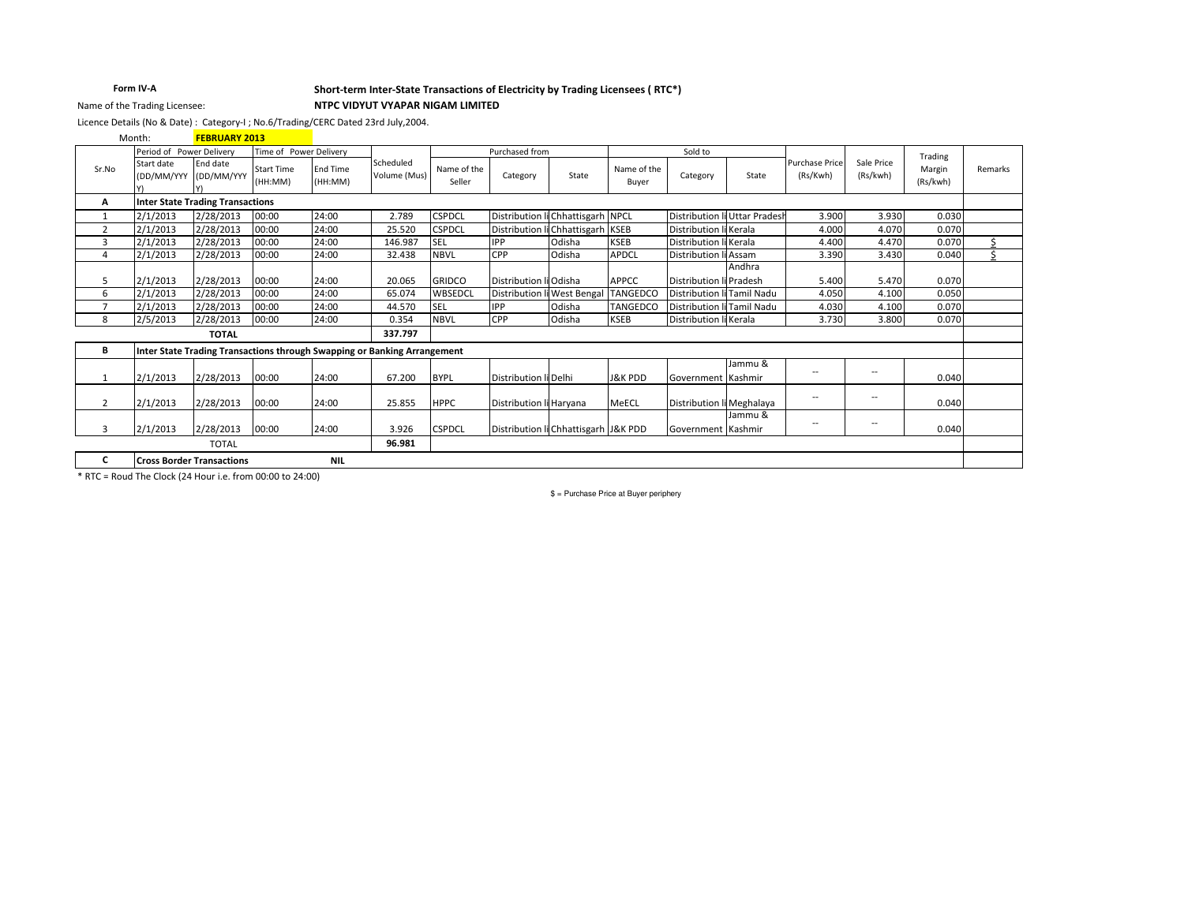**Form IV-A**

**Short-term Inter-State Transactions of Electricity by Trading Licensees ( RTC*)**

Name of the Trading Licensee: **NTPC VIDYUT VYAPAR NIGAM LIMITED**

Licence Details (No & Date) : Category-I ; No.6/Trading/CERC Dated 23rd July,2004.

Month: **FEBRUARY 2013**

| Sr.No | Period of Power Delivery | | Time of Power Delivery | | Scheduled Volume (Mus) | Purchased from | | | Sold to | | | Purchase Price (Rs/Kwh) | Sale Price (Rs/kwh) | Trading Margin (Rs/kwh) | Remarks |
|---|---|---|---|---|---|---|---|---|---|---|---|---|---|---|---|
| | Start date (DD/MM/YYYY) | End date (DD/MM/YYYY) | Start Time (HH:MM) | End Time (HH:MM) | | Name of the Seller | Category | State | Name of the Buyer | Category | State | | | | |
| **A** | **Inter State Trading Transactions** | | | | | | | | | | | | | | |
| 1 | 2/1/2013 | 2/28/2013 | 00:00 | 24:00 | 2.789 | CSPDCL | Distribution li | Chhattisgarh | NPCL | Distribution li | Uttar Pradesh | 3.900 | 3.930 | 0.030 | |
| 2 | 2/1/2013 | 2/28/2013 | 00:00 | 24:00 | 25.520 | CSPDCL | Distribution li | Chhattisgarh | KSEB | Distribution li | Kerala | 4.000 | 4.070 | 0.070 | |
| 3 | 2/1/2013 | 2/28/2013 | 00:00 | 24:00 | 146.987 | SEL | IPP | Odisha | KSEB | Distribution li | Kerala | 4.400 | 4.470 | 0.070 | $ |
| 4 | 2/1/2013 | 2/28/2013 | 00:00 | 24:00 | 32.438 | NBVL | CPP | Odisha | APDCL | Distribution li | Assam | 3.390 | 3.430 | 0.040 | $ |
| 5 | 2/1/2013 | 2/28/2013 | 00:00 | 24:00 | 20.065 | GRIDCO | Distribution li | Odisha | APPCC | Distribution li | Andhra Pradesh | 5.400 | 5.470 | 0.070 | |
| 6 | 2/1/2013 | 2/28/2013 | 00:00 | 24:00 | 65.074 | WBSEDCL | Distribution li | West Bengal | TANGEDCO | Distribution li | Tamil Nadu | 4.050 | 4.100 | 0.050 | |
| 7 | 2/1/2013 | 2/28/2013 | 00:00 | 24:00 | 44.570 | SEL | IPP | Odisha | TANGEDCO | Distribution li | Tamil Nadu | 4.030 | 4.100 | 0.070 | |
| 8 | 2/5/2013 | 2/28/2013 | 00:00 | 24:00 | 0.354 | NBVL | CPP | Odisha | KSEB | Distribution li | Kerala | 3.730 | 3.800 | 0.070 | |
| | **TOTAL** | | | | **337.797** | | | | | | | | | | |
| **B** | **Inter State Trading Transactions through Swapping or Banking Arrangement** | | | | | | | | | | | | | | |
| 1 | 2/1/2013 | 2/28/2013 | 00:00 | 24:00 | 67.200 | BYPL | Distribution li | Delhi | J&K PDD | Government | Jammu & Kashmir | -- | -- | 0.040 | |
| 2 | 2/1/2013 | 2/28/2013 | 00:00 | 24:00 | 25.855 | HPPC | Distribution li | Haryana | MeECL | Distribution li | Meghalaya | -- | -- | 0.040 | |
| 3 | 2/1/2013 | 2/28/2013 | 00:00 | 24:00 | 3.926 | CSPDCL | Distribution li | Chhattisgarh | J&K PDD | Government | Jammu & Kashmir | -- | -- | 0.040 | |
| | TOTAL | | | | **96.981** | | | | | | | | | | |
| **C** | **Cross Border Transactions** | | | **NIL** | | | | | | | | | | | |

* RTC = Roud The Clock (24 Hour i.e. from 00:00 to 24:00)

$ = Purchase Price at Buyer periphery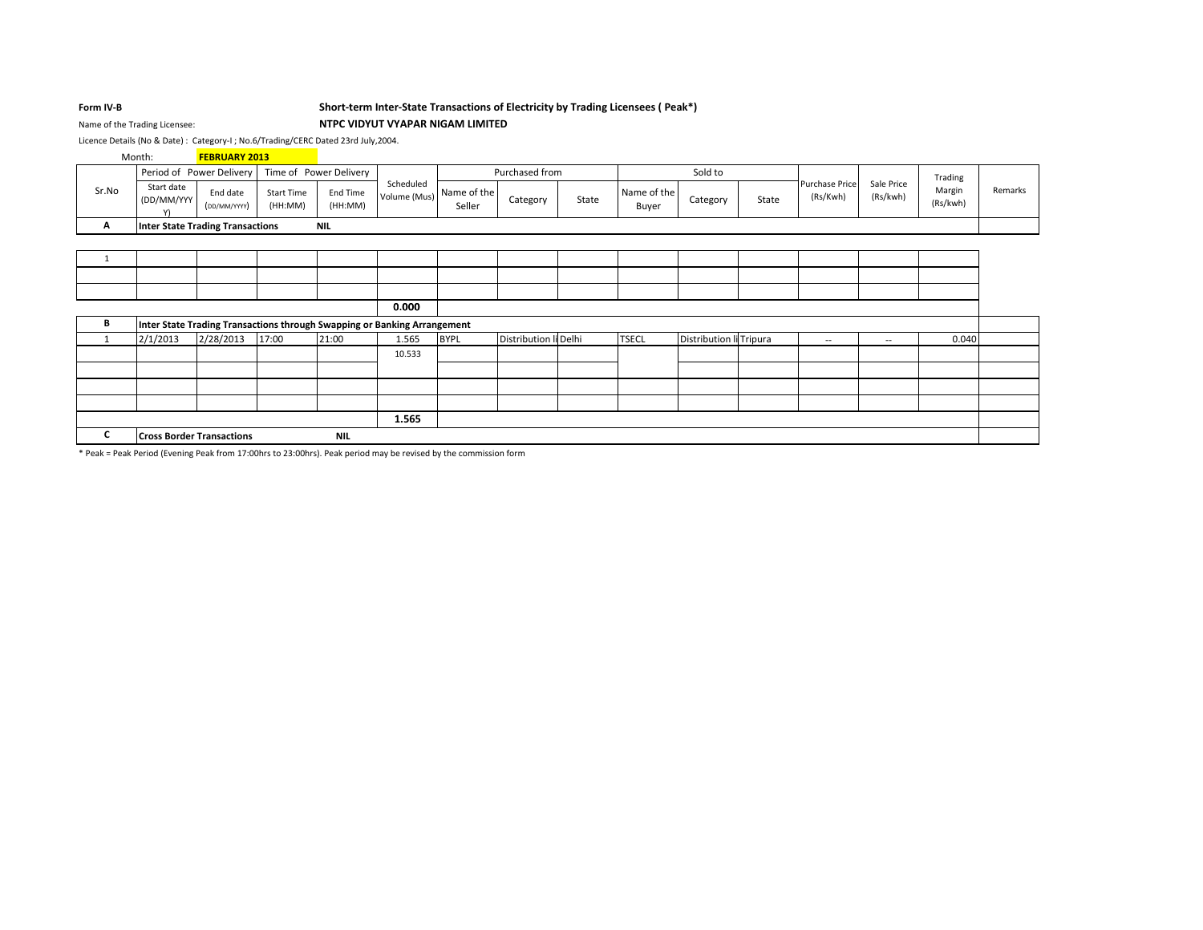**Form IV-B** **Short-term Inter-State Transactions of Electricity by Trading Licensees ( Peak*)**

Name of the Trading Licensee: **NTPC VIDYUT VYAPAR NIGAM LIMITED**

Licence Details (No & Date) : Category-I ; No.6/Trading/CERC Dated 23rd July,2004.

Month: **FEBRUARY 2013**

| Sr.No | Period of Power Delivery | | Time of Power Delivery | | Scheduled Volume (Mus) | Purchased from | | | Sold to | | | Purchase Price (Rs/Kwh) | Sale Price (Rs/kwh) | Trading Margin (Rs/kwh) | Remarks |
|---|---|---|---|---|---|---|---|---|---|---|---|---|---|---|---|
| | Start date (DD/MM/YYYY) | End date (DD/MM/YYYY) | Start Time (HH:MM) | End Time (HH:MM) | | Name of the Seller | Category | State | Name of the Buyer | Category | State | | | | |
| **A** | **Inter State Trading Transactions** | | **NIL** | | | | | | | | | | | | |
| 1 | | | | | | | | | | | | | | | |
| | | | | | | | | | | | | | | | |
| | | | | | | | | | | | | | | | |
| | | | | | **0.000** | | | | | | | | | | |
| **B** | **Inter State Trading Transactions through Swapping or Banking Arrangement** | | | | | | | | | | | | | | |
| 1 | 2/1/2013 | 2/28/2013 | 17:00 | 21:00 | 1.565 | BYPL | Distribution li | Delhi | TSECL | Distribution li | Tripura | -- | -- | 0.040 | |
| | | | | | 10.533 | | | | | | | | | | |
| | | | | | | | | | | | | | | | |
| | | | | | | | | | | | | | | | |
| | | | | | | | | | | | | | | | |
| | | | | | **1.565** | | | | | | | | | | |
| **C** | **Cross Border Transactions** | | **NIL** | | | | | | | | | | | | |

* Peak = Peak Period (Evening Peak from 17:00hrs to 23:00hrs). Peak period may be revised by the commission form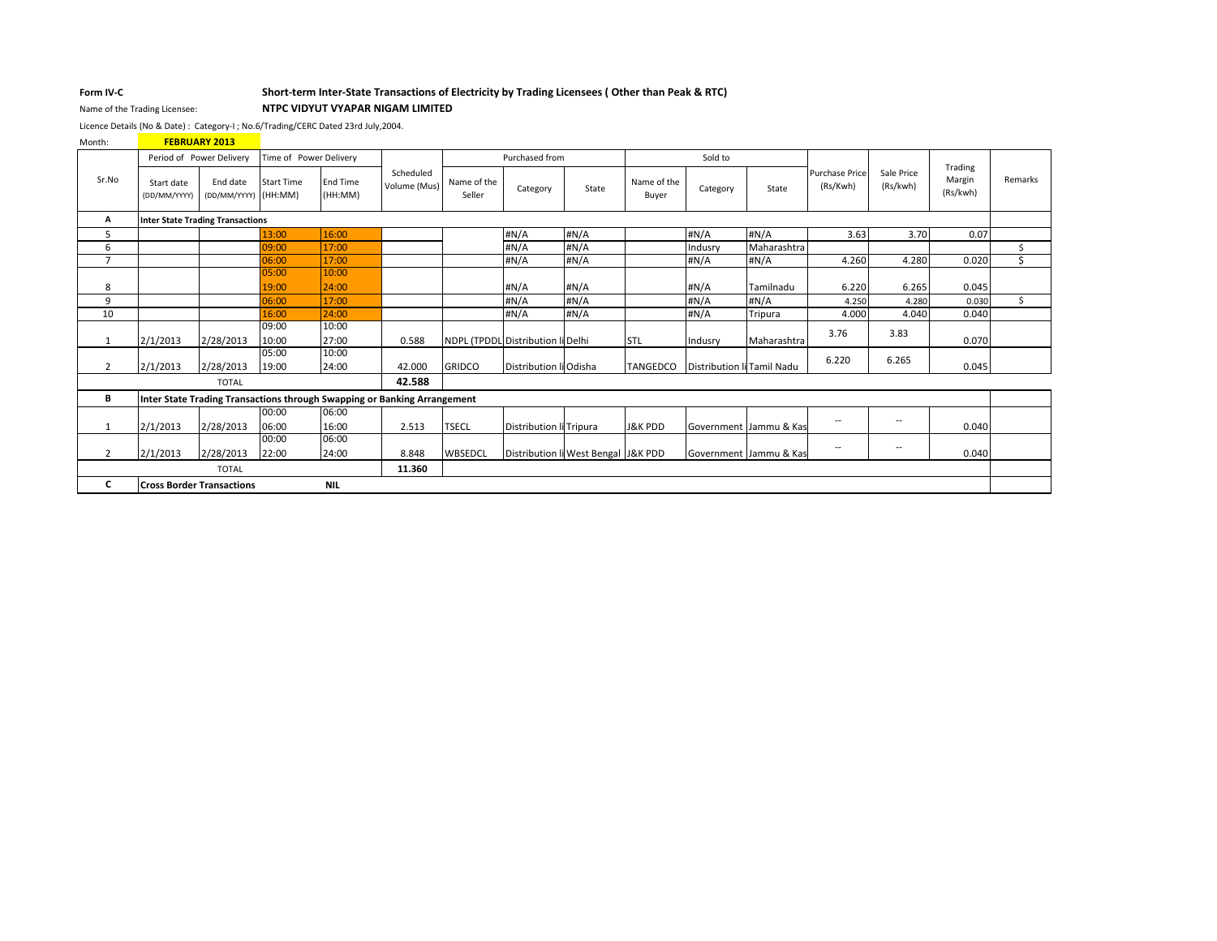**Form IV-C** — **Short-term Inter-State Transactions of Electricity by Trading Licensees ( Other than Peak & RTC)**

Name of the Trading Licensee: **NTPC VIDYUT VYAPAR NIGAM LIMITED**

Licence Details (No & Date) : Category-I ; No.6/Trading/CERC Dated 23rd July,2004.

Month: **FEBRUARY 2013**

| Sr.No | Period of Power Delivery | | Time of Power Delivery | | Scheduled Volume (Mus) | Purchased from | | | Sold to | | | Purchase Price (Rs/Kwh) | Sale Price (Rs/kwh) | Trading Margin (Rs/kwh) | Remarks |
|---|---|---|---|---|---|---|---|---|---|---|---|---|---|---|---|
| | Start date (DD/MM/YYYY) | End date (DD/MM/YYYY) | Start Time (HH:MM) | End Time (HH:MM) | | Name of the Seller | Category | State | Name of the Buyer | Category | State | | | | |
| **A** | **Inter State Trading Transactions** | | | | | | | | | | | | | | |
| 5 | | | 13:00 | 16:00 | | | #N/A | #N/A | | #N/A | #N/A | 3.63 | 3.70 | 0.07 | |
| 6 | | | 09:00 | 17:00 | | | #N/A | #N/A | | Indusry | Maharashtra | | | | $ |
| 7 | | | 06:00 | 17:00 | | | #N/A | #N/A | | #N/A | #N/A | 4.260 | 4.280 | 0.020 | $ |
| 8 | | | 05:00<br>19:00 | 10:00<br>24:00 | | | #N/A | #N/A | | #N/A | Tamilnadu | 6.220 | 6.265 | 0.045 | |
| 9 | | | 06:00 | 17:00 | | | #N/A | #N/A | | #N/A | #N/A | 4.250 | 4.280 | 0.030 | $ |
| 10 | | | 16:00 | 24:00 | | | #N/A | #N/A | | #N/A | Tripura | 4.000 | 4.040 | 0.040 | |
| 1 | 2/1/2013 | 2/28/2013 | 09:00<br>10:00 | 10:00<br>27:00 | 0.588 | NDPL (TPDDL | Distribution li | Delhi | STL | Indusry | Maharashtra | 3.76 | 3.83 | 0.070 | |
| 2 | 2/1/2013 | 2/28/2013 | 05:00<br>19:00 | 10:00<br>24:00 | 42.000 | GRIDCO | Distribution li | Odisha | TANGEDCO | Distribution li | Tamil Nadu | 6.220 | 6.265 | 0.045 | |
| | TOTAL | | | | **42.588** | | | | | | | | | | |
| **B** | **Inter State Trading Transactions through Swapping or Banking Arrangement** | | | | | | | | | | | | | | |
| 1 | 2/1/2013 | 2/28/2013 | 00:00<br>06:00 | 06:00<br>16:00 | 2.513 | TSECL | Distribution li | Tripura | J&K PDD | Government | Jammu & Kas | -- | -- | 0.040 | |
| 2 | 2/1/2013 | 2/28/2013 | 00:00<br>22:00 | 06:00<br>24:00 | 8.848 | WBSEDCL | Distribution li | West Bengal | J&K PDD | Government | Jammu & Kas | -- | -- | 0.040 | |
| | TOTAL | | | | **11.360** | | | | | | | | | | |
| **C** | **Cross Border Transactions** | | | **NIL** | | | | | | | | | | | |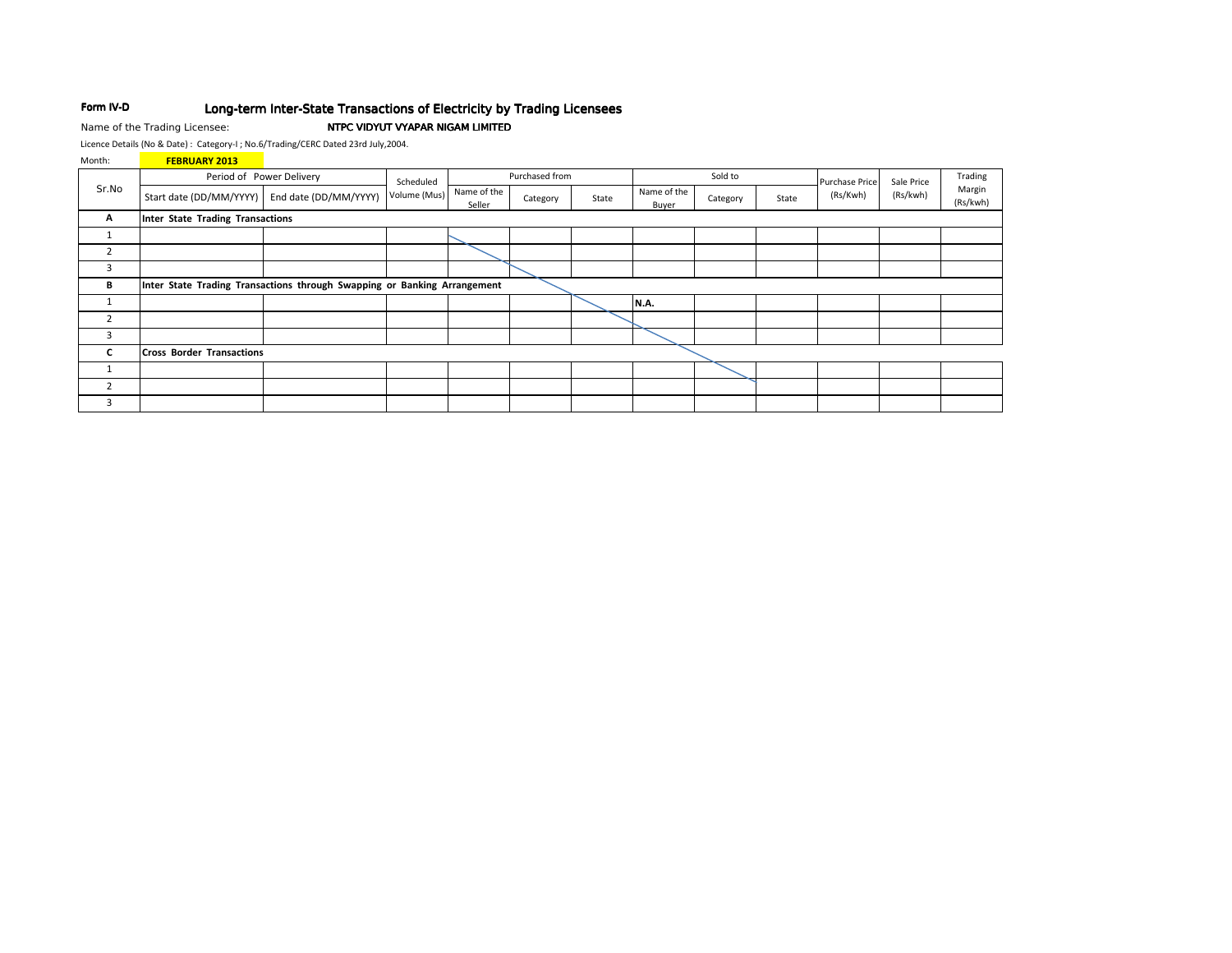Form IV-D **Long-term Inter-State Transactions of Electricity by Trading Licensees**

Name of the Trading Licensee: **NTPC VIDYUT VYAPAR NIGAM LIMITED**

Licence Details (No & Date) : Category-I ; No.6/Trading/CERC Dated 23rd July,2004.

Month: **FEBRUARY 2013**

| Sr.No | Period of Power Delivery | | Scheduled Volume (Mus) | Purchased from | | | Sold to | | | Purchase Price (Rs/Kwh) | Sale Price (Rs/kwh) | Trading Margin (Rs/kwh) |
|---|---|---|---|---|---|---|---|---|---|---|---|---|
| | Start date (DD/MM/YYYY) | End date (DD/MM/YYYY) | | Name of the Seller | Category | State | Name of the Buyer | Category | State | | | |
| **A** | **Inter State Trading Transactions** | | | | | | | | | | | |
| 1 | | | | | | | | | | | | |
| 2 | | | | | | | | | | | | |
| 3 | | | | | | | | | | | | |
| **B** | **Inter State Trading Transactions through Swapping or Banking Arrangement** | | | | | | | | | | | |
| 1 | | | | | | | **N.A.** | | | | | |
| 2 | | | | | | | | | | | | |
| 3 | | | | | | | | | | | | |
| **C** | **Cross Border Transactions** | | | | | | | | | | | |
| 1 | | | | | | | | | | | | |
| 2 | | | | | | | | | | | | |
| 3 | | | | | | | | | | | | |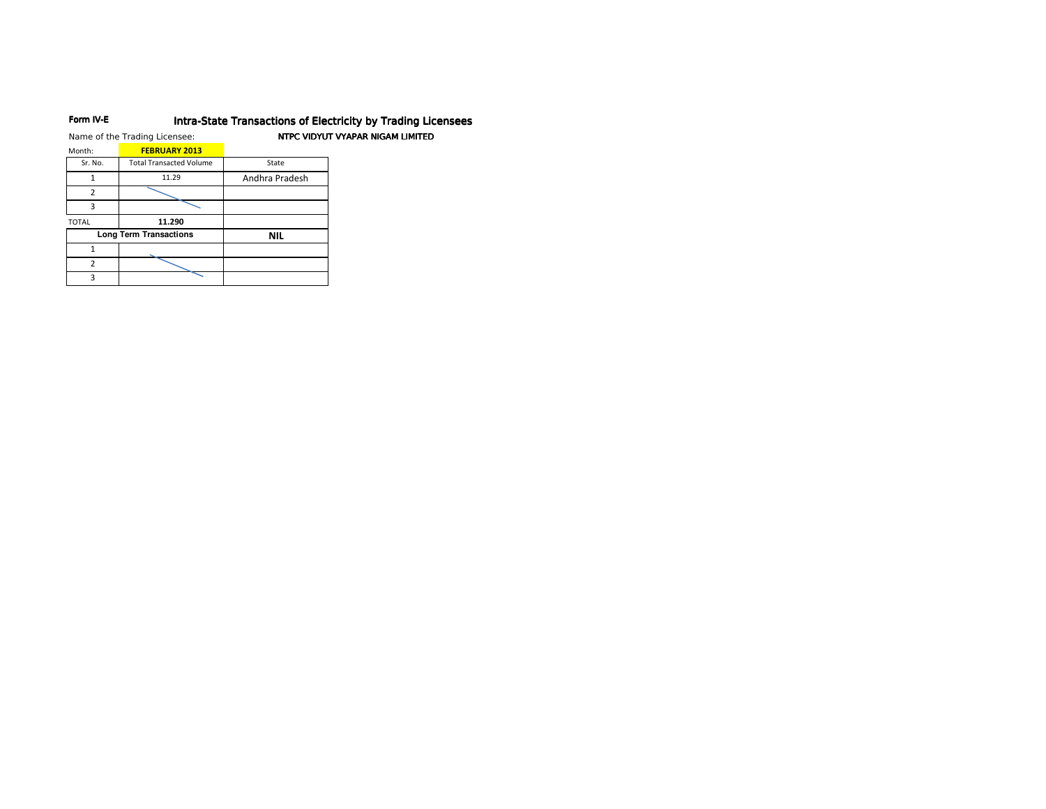**Form IV-E** **Intra-State Transactions of Electricity by Trading Licensees**

Name of the Trading Licensee: **NTPC VIDYUT VYAPAR NIGAM LIMITED**

Month: **FEBRUARY 2013**

| Sr. No. | Total Transacted Volume | State |
|---|---|---|
| 1 | 11.29 | Andhra Pradesh |
| 2 | | |
| 3 | | |
| TOTAL | **11.290** | |
| **Long Term Transactions** | | **NIL** |
| 1 | | |
| 2 | | |
| 3 | | |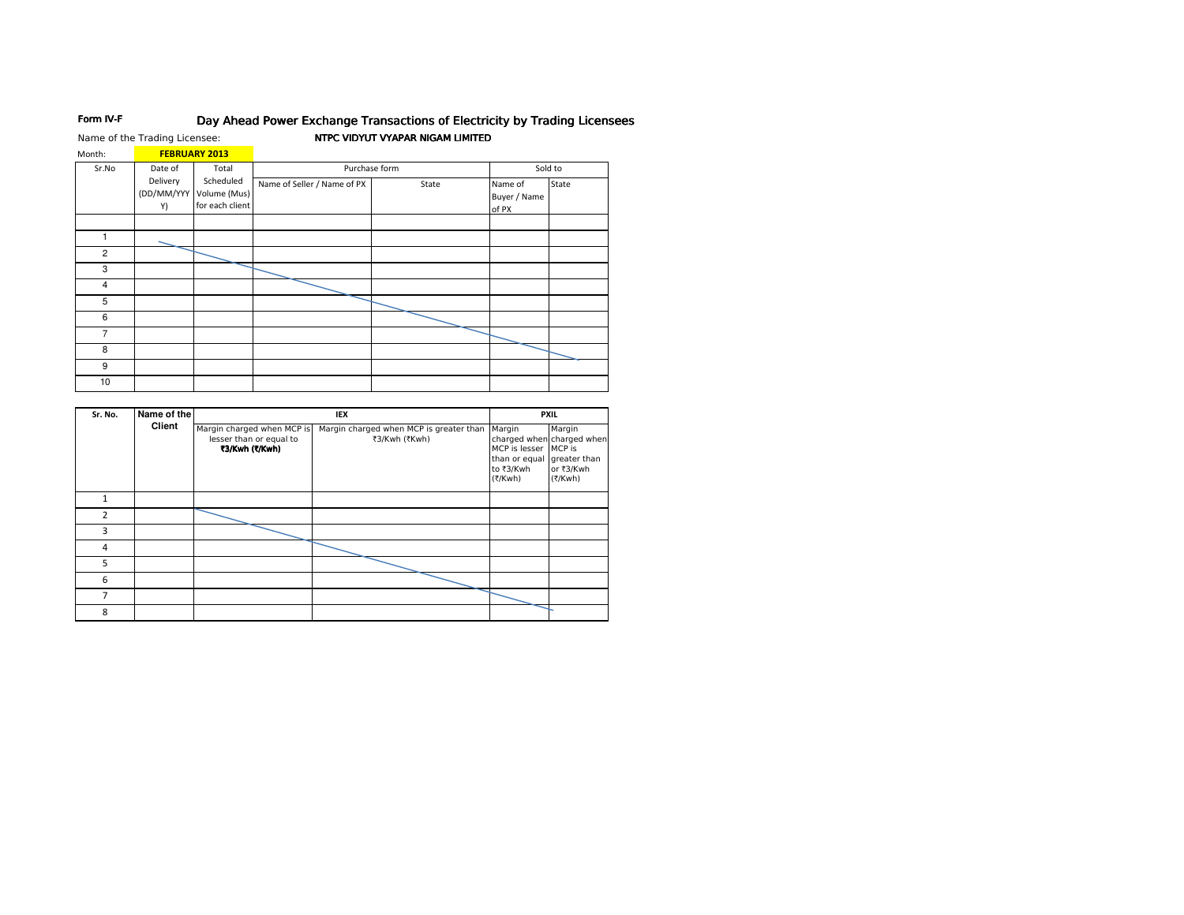**Form IV-F** Day Ahead Power Exchange Transactions of Electricity by Trading Licensees

Name of the Trading Licensee: **NTPC VIDYUT VYAPAR NIGAM LIMITED**

Month: **FEBRUARY 2013**

| Sr.No | Date of Delivery (DD/MM/YYYY) | Total Scheduled Volume (Mus) for each client | Purchase form | | Sold to | |
|---|---|---|---|---|---|---|
| | | | Name of Seller / Name of PX | State | Name of Buyer / Name of PX | State |
| | | | | | | |
| 1 | | | | | | |
| 2 | | | | | | |
| 3 | | | | | | |
| 4 | | | | | | |
| 5 | | | | | | |
| 6 | | | | | | |
| 7 | | | | | | |
| 8 | | | | | | |
| 9 | | | | | | |
| 10 | | | | | | |

| Sr. No. | Name of the Client | IEX | | PXIL | |
|---|---|---|---|---|---|
| | | Margin charged when MCP is lesser than or equal to **₹3/Kwh (₹/Kwh)** | Margin charged when MCP is greater than ₹3/Kwh (₹Kwh) | Margin charged when MCP is lesser than or equal to ₹3/Kwh (₹/Kwh) | Margin charged when MCP is greater than or ₹3/Kwh (₹/Kwh) |
| 1 | | | | | |
| 2 | | | | | |
| 3 | | | | | |
| 4 | | | | | |
| 5 | | | | | |
| 6 | | | | | |
| 7 | | | | | |
| 8 | | | | | |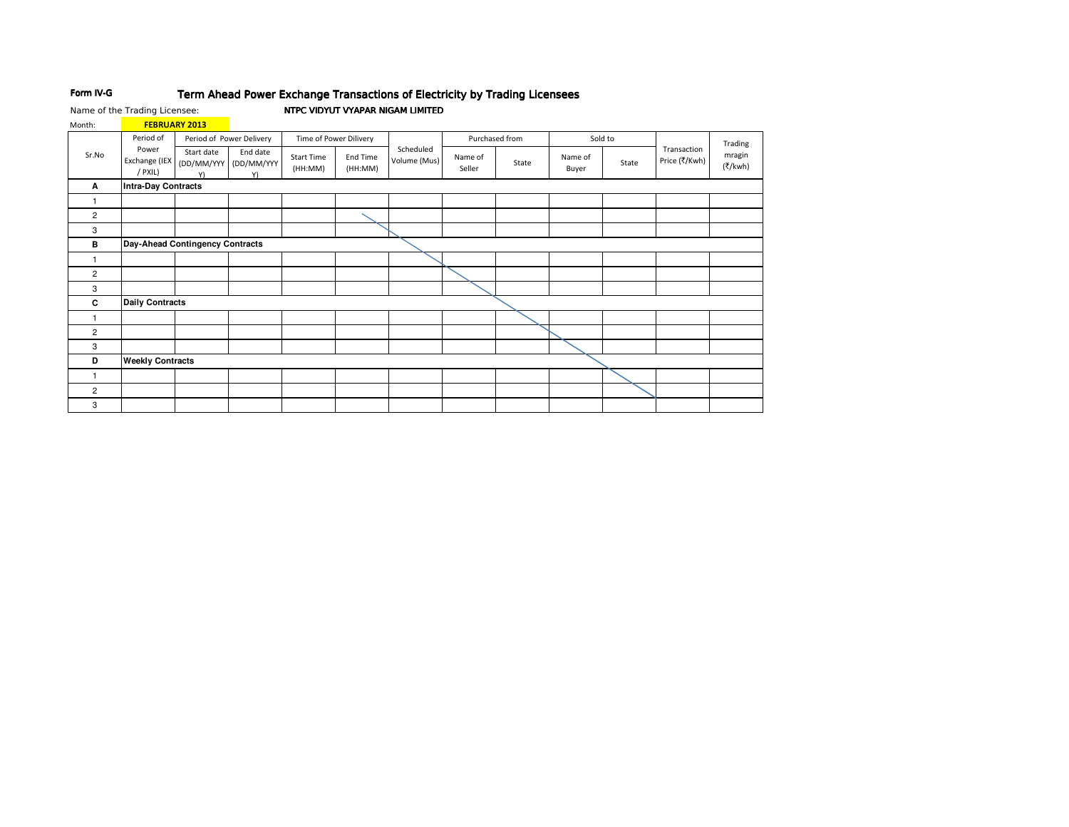**Form IV-G** **Term Ahead Power Exchange Transactions of Electricity by Trading Licensees**

Name of the Trading Licensee: **NTPC VIDYUT VYAPAR NIGAM LIMITED**

Month: **FEBRUARY 2013**

| Sr.No | Period of Power Exchange (IEX / PXIL) | Period of Power Delivery | | Time of Power Dilivery | | Scheduled Volume (Mus) | Purchased from | | Sold to | | Transaction Price (₹/Kwh) | Trading mragin (₹/kwh) |
|---|---|---|---|---|---|---|---|---|---|---|---|---|
| | | Start date (DD/MM/YYYY) | End date (DD/MM/YYYY) | Start Time (HH:MM) | End Time (HH:MM) | | Name of Seller | State | Name of Buyer | State | | |
| **A** | **Intra-Day Contracts** | | | | | | | | | | | |
| 1 | | | | | | | | | | | | |
| 2 | | | | | | | | | | | | |
| 3 | | | | | | | | | | | | |
| **B** | **Day-Ahead Contingency Contracts** | | | | | | | | | | | |
| 1 | | | | | | | | | | | | |
| 2 | | | | | | | | | | | | |
| 3 | | | | | | | | | | | | |
| **C** | **Daily Contracts** | | | | | | | | | | | |
| 1 | | | | | | | | | | | | |
| 2 | | | | | | | | | | | | |
| 3 | | | | | | | | | | | | |
| **D** | **Weekly Contracts** | | | | | | | | | | | |
| 1 | | | | | | | | | | | | |
| 2 | | | | | | | | | | | | |
| 3 | | | | | | | | | | | | |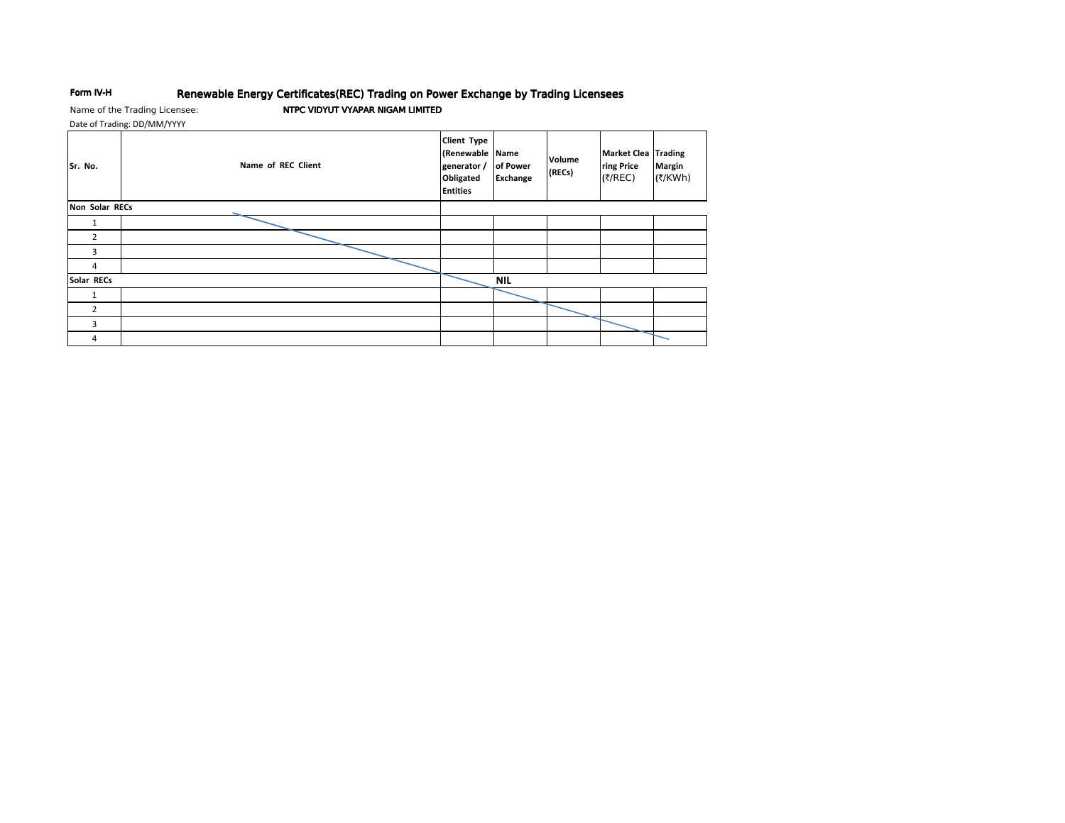**Form IV-H** **Renewable Energy Certificates(REC) Trading on Power Exchange by Trading Licensees**

Name of the Trading Licensee: **NTPC VIDYUT VYAPAR NIGAM LIMITED**

Date of Trading: DD/MM/YYYY

| Sr. No. | Name of REC Client | Client Type (Renewable generator / Obligated Entities | Name of Power Exchange | Volume (RECs) | Market Clearing Price (₹/REC) | Trading Margin (₹/KWh) |
|---|---|---|---|---|---|---|
| **Non Solar RECs** | | | | | | |
| 1 | | | | | | |
| 2 | | | | | | |
| 3 | | | | | | |
| 4 | | | | | | |
| **Solar RECs** | | | **NIL** | | | |
| 1 | | | | | | |
| 2 | | | | | | |
| 3 | | | | | | |
| 4 | | | | | | |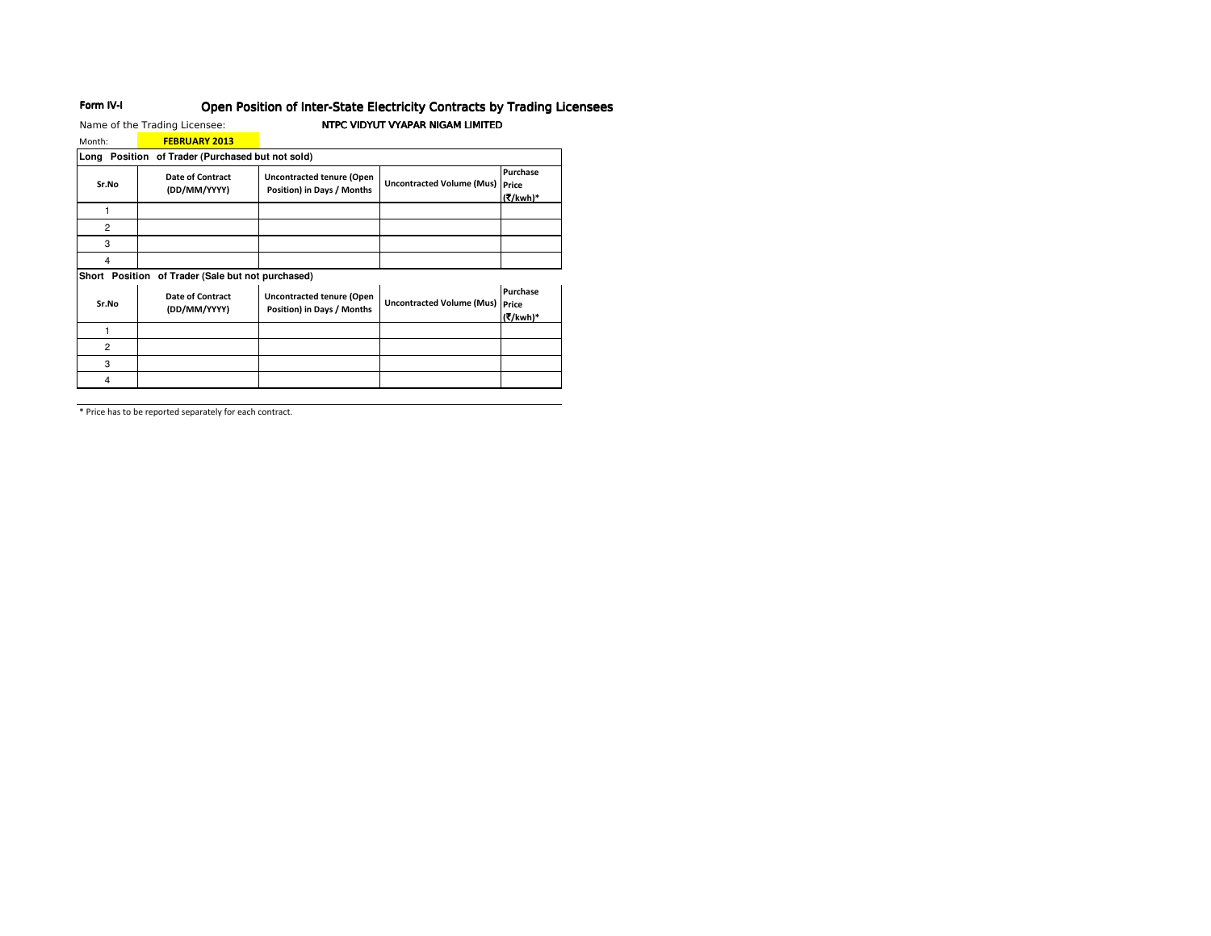Form IV-I

# Open Position of Inter-State Electricity Contracts by Trading Licensees

Name of the Trading Licensee: **NTPC VIDYUT VYAPAR NIGAM LIMITED**

Month: **FEBRUARY 2013**

**Long Position of Trader (Purchased but not sold)**

| Sr.No | Date of Contract (DD/MM/YYYY) | Uncontracted tenure (Open Position) in Days / Months | Uncontracted Volume (Mus) | Purchase Price (₹/kwh)* |
|---|---|---|---|---|
| 1 | | | | |
| 2 | | | | |
| 3 | | | | |
| 4 | | | | |

**Short Position of Trader (Sale but not purchased)**

| Sr.No | Date of Contract (DD/MM/YYYY) | Uncontracted tenure (Open Position) in Days / Months | Uncontracted Volume (Mus) | Purchase Price (₹/kwh)* |
|---|---|---|---|---|
| 1 | | | | |
| 2 | | | | |
| 3 | | | | |
| 4 | | | | |

* Price has to be reported separately for each contract.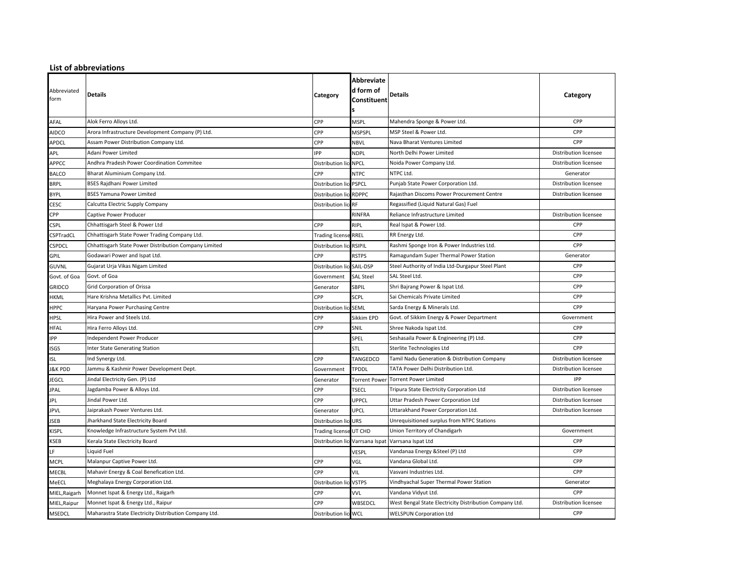## List of abbreviations

| Abbreviated form | Details | Category | Abbreviated form of Constituents | Details | Category |
|---|---|---|---|---|---|
| AFAL | Alok Ferro Alloys Ltd. | CPP | MSPL | Mahendra Sponge & Power Ltd. | CPP |
| AIDCO | Arora Infrastructure Development Company (P) Ltd. | CPP | MSPSPL | MSP Steel & Power Ltd. | CPP |
| APDCL | Assam Power Distribution Company Ltd. | CPP | NBVL | Nava Bharat Ventures Limited | CPP |
| APL | Adani Power Limited | IPP | NDPL | North Delhi Power Limited | Distribution licensee |
| APPCC | Andhra Pradesh Power Coordination Commitee | Distribution lic | NPCL | Noida Power Company Ltd. | Distribution licensee |
| BALCO | Bharat Aluminium Company Ltd. | CPP | NTPC | NTPC Ltd. | Generator |
| BRPL | BSES Rajdhani Power Limited | Distribution lic | PSPCL | Punjab State Power Corporation Ltd. | Distribution licensee |
| BYPL | BSES Yamuna Power Limited | Distribution lic | RDPPC | Rajasthan Discoms Power Procurement Centre | Distribution licensee |
| CESC | Calcutta Electric Supply Company | Distribution lic | RF | Regassified (Liquid Natural Gas) Fuel | |
| CPP | Captive Power Producer | | RINFRA | Reliance Infrastructure Limited | Distribution licensee |
| CSPL | Chhattisgarh Steel & Power Ltd | CPP | RIPL | Real Ispat & Power Ltd. | CPP |
| CSPTradCL | Chhattisgarh State Power Trading Company Ltd. | Trading license | RREL | RR Energy Ltd. | CPP |
| CSPDCL | Chhattisgarh State Power Distribution Company Limited | Distribution lic | RSIPIL | Rashmi Sponge Iron & Power Industries Ltd. | CPP |
| GPIL | Godawari Power and Ispat Ltd. | CPP | RSTPS | Ramagundam Super Thermal Power Station | Generator |
| GUVNL | Gujarat Urja Vikas Nigam Limited | Distribution lic | SAIL-DSP | Steel Authority of India Ltd-Durgapur Steel Plant | CPP |
| Govt. of Goa | Govt. of Goa | Government | SAL Steel | SAL Steel Ltd. | CPP |
| GRIDCO | Grid Corporation of Orissa | Generator | SBPIL | Shri Bajrang Power & Ispat Ltd. | CPP |
| HKML | Hare Krishna Metallics Pvt. Limited | CPP | SCPL | Sai Chemicals Private Limited | CPP |
| HPPC | Haryana Power Purchasing Centre | Distribution lic | SEML | Sarda Energy & Minerals Ltd. | CPP |
| HPSL | Hira Power and Steels Ltd. | CPP | Sikkim EPD | Govt. of Sikkim Energy & Power Department | Government |
| HFAL | Hira Ferro Alloys Ltd. | CPP | SNIL | Shree Nakoda Ispat Ltd. | CPP |
| IPP | Independent Power Producer | | SPEL | Seshasaila Power & Engineering (P) Ltd. | CPP |
| ISGS | Inter State Generating Station | | STL | Sterlite Technologies Ltd | CPP |
| ISL | Ind Synergy Ltd. | CPP | TANGEDCO | Tamil Nadu Generation & Distribution Company | Distribution licensee |
| J&K PDD | Jammu & Kashmir Power Development Dept. | Government | TPDDL | TATA Power Delhi Distribution Ltd. | Distribution licensee |
| JEGCL | Jindal Electricity Gen. (P) Ltd | Generator | Torrent Power | Torrent Power Limited | IPP |
| JPAL | Jagdamba Power & Alloys Ltd. | CPP | TSECL | Tripura State Electricity Corporation Ltd | Distribution licensee |
| JPL | Jindal Power Ltd. | CPP | UPPCL | Uttar Pradesh Power Corporation Ltd | Distribution licensee |
| JPVL | Jaiprakash Power Ventures Ltd. | Generator | UPCL | Uttarakhand Power Corporation Ltd. | Distribution licensee |
| JSEB | Jharkhand State Electricity Board | Distribution lic | URS | Unrequisitioned surplus from NTPC Stations | |
| KISPL | Knowledge Infrastructure System Pvt Ltd. | Trading license | UT CHD | Union Territory of Chandigarh | Government |
| KSEB | Kerala State Electricity Board | Distribution lic | Varrsana Ispat | Varrsana Ispat Ltd | CPP |
| LF | Liquid Fuel | | VESPL | Vandanaa Energy &Steel (P) Ltd | CPP |
| MCPL | Malanpur Captive Power Ltd. | CPP | VGL | Vandana Global Ltd. | CPP |
| MECBL | Mahavir Energy & Coal Benefication Ltd. | CPP | VIL | Vasvani Industries Ltd. | CPP |
| MeECL | Meghalaya Energy Corporation Ltd. | Distribution lic | VSTPS | Vindhyachal Super Thermal Power Station | Generator |
| MIEL,Raigarh | Monnet Ispat & Energy Ltd., Raigarh | CPP | VVL | Vandana Vidyut Ltd. | CPP |
| MIEL,Raipur | Monnet Ispat & Energy Ltd., Raipur | CPP | WBSEDCL | West Bengal State Electricity Distribution Company Ltd. | Distribution licensee |
| MSEDCL | Maharastra State Electricity Distribution Company Ltd. | Distribution lic | WCL | WELSPUN Corporation Ltd | CPP |